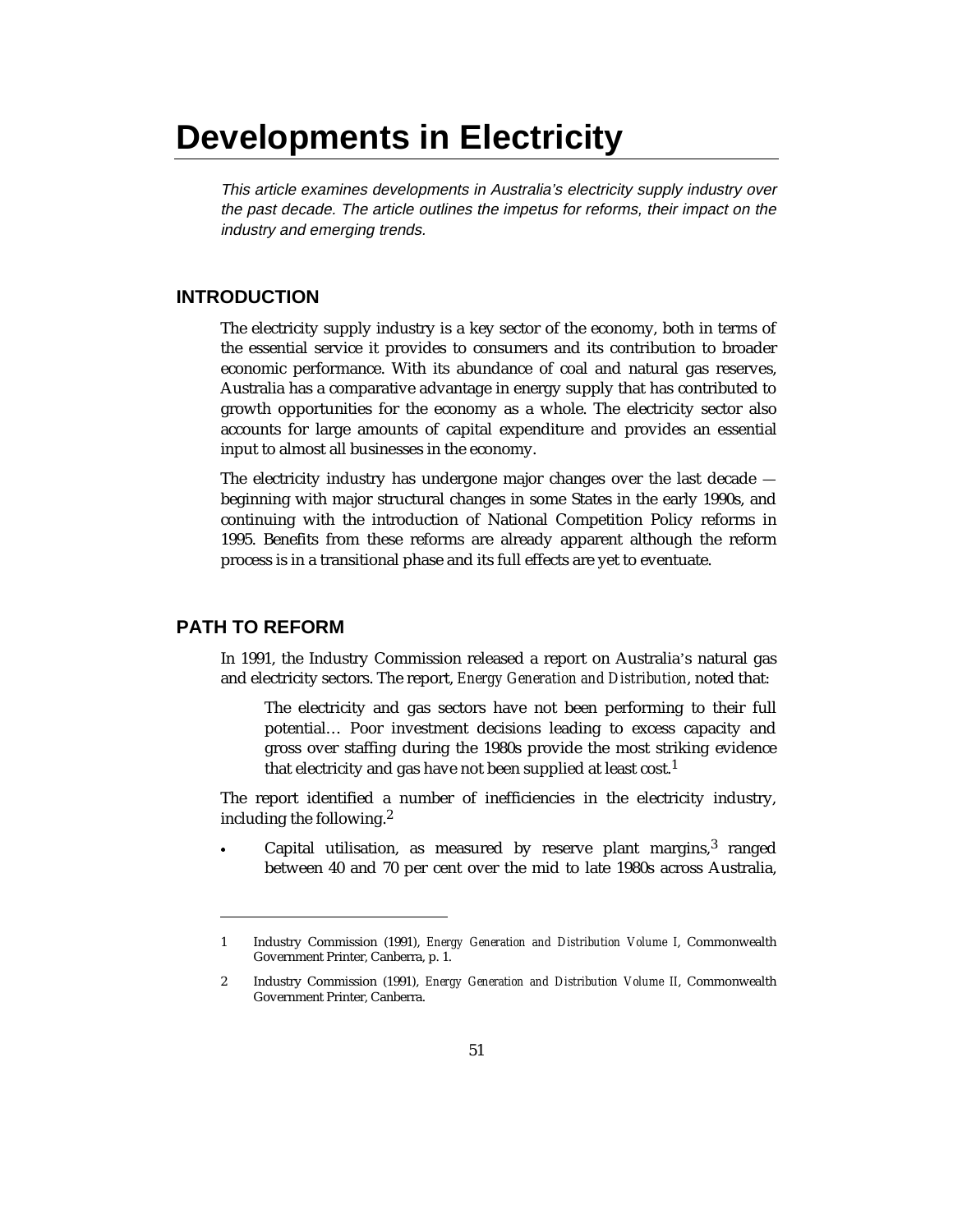# Developments in Electricity

*This article examines developments in Australia's electricity supply industry over the past decade. The article outlines the impetus for reforms, their impact on the industry and emerging trends.*

## INTRODUCTION

The electricity supply industry is a key sector of the economy, both in terms of the essential service it provides to consumers and its contribution to broader economic performance. With its abundance of coal and natural gas reserves, Australia has a comparative advantage in energy supply that has contributed to growth opportunities for the economy as a whole. The electricity sector also accounts for large amounts of capital expenditure and provides an essential input to almost all businesses in the economy.

The electricity industry has undergone major changes over the last decade — beginning with major structural changes in some States in the early 1990s, and continuing with the introduction of National Competition Policy reforms in 1995. Benefits from these reforms are already apparent although the reform process is in a transitional phase and its full effects are yet to eventuate.

## PATH TO REFORM

In 1991, the Industry Commission released a report on Australia's natural gas and electricity sectors. The report, *Energy Generation and Distribution*, noted that:

> The electricity and gas sectors have not been performing to their full potential… Poor investment decisions leading to excess capacity and gross over staffing during the 1980s provide the most striking evidence that electricity and gas have not been supplied at least cost.[1]

The report identified a number of inefficiencies in the electricity industry, including the following.[2]

- Capital utilisation, as measured by reserve plant margins,[3] ranged between 40 and 70 per cent over the mid to late 1980s across Australia,

---

1 Industry Commission (1991), *Energy Generation and Distribution Volume I*, Commonwealth Government Printer, Canberra, p. 1.

2 Industry Commission (1991), *Energy Generation and Distribution Volume II*, Commonwealth Government Printer, Canberra.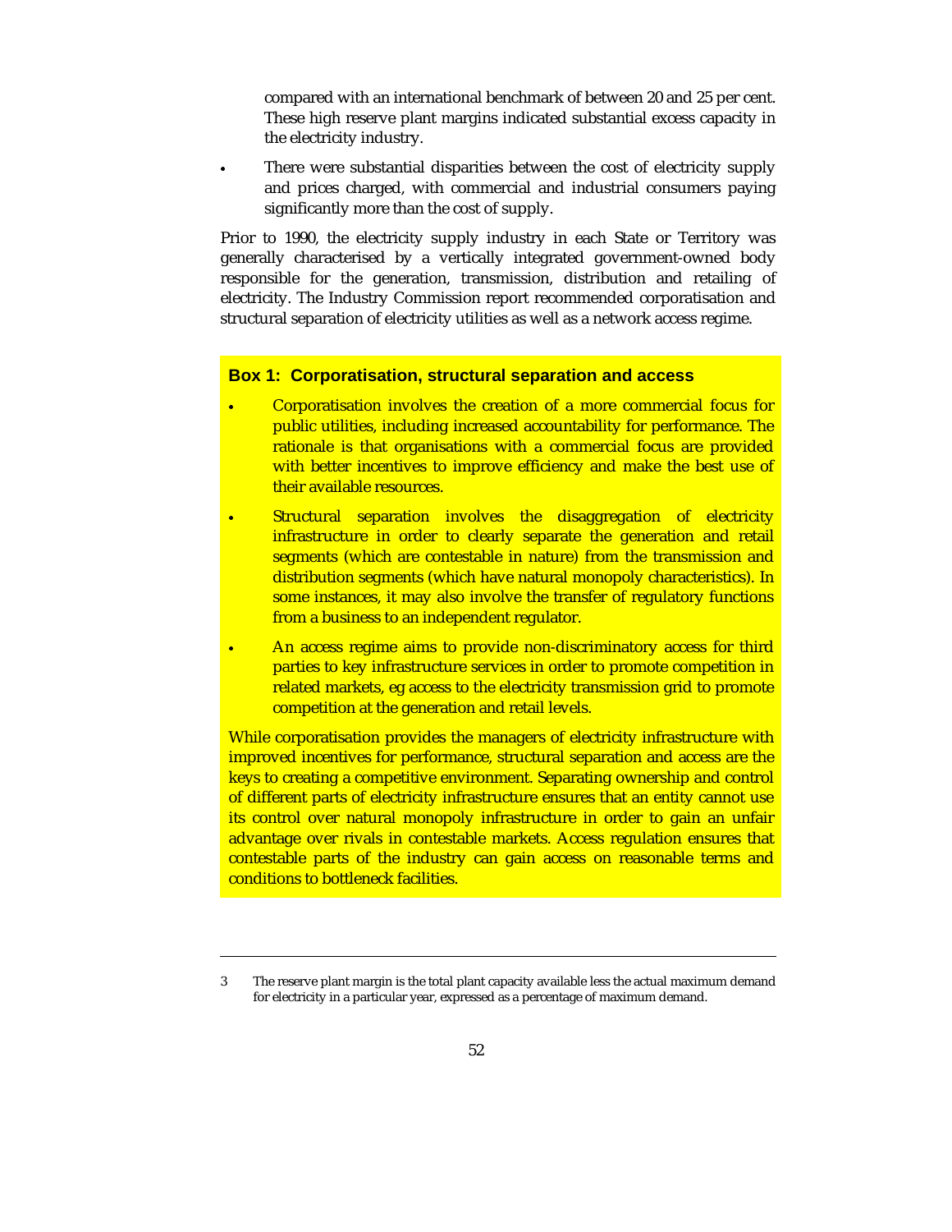compared with an international benchmark of between 20 and 25 per cent. These high reserve plant margins indicated substantial excess capacity in the electricity industry.

- There were substantial disparities between the cost of electricity supply and prices charged, with commercial and industrial consumers paying significantly more than the cost of supply.

Prior to 1990, the electricity supply industry in each State or Territory was generally characterised by a vertically integrated government-owned body responsible for the generation, transmission, distribution and retailing of electricity. The Industry Commission report recommended corporatisation and structural separation of electricity utilities as well as a network access regime.

**Box 1: Corporatisation, structural separation and access**

- Corporatisation involves the creation of a more commercial focus for public utilities, including increased accountability for performance. The rationale is that organisations with a commercial focus are provided with better incentives to improve efficiency and make the best use of their available resources.
- Structural separation involves the disaggregation of electricity infrastructure in order to clearly separate the generation and retail segments (which are contestable in nature) from the transmission and distribution segments (which have natural monopoly characteristics). In some instances, it may also involve the transfer of regulatory functions from a business to an independent regulator.
- An access regime aims to provide non-discriminatory access for third parties to key infrastructure services in order to promote competition in related markets, eg access to the electricity transmission grid to promote competition at the generation and retail levels.

While corporatisation provides the managers of electricity infrastructure with improved incentives for performance, structural separation and access are the keys to creating a competitive environment. Separating ownership and control of different parts of electricity infrastructure ensures that an entity cannot use its control over natural monopoly infrastructure in order to gain an unfair advantage over rivals in contestable markets. Access regulation ensures that contestable parts of the industry can gain access on reasonable terms and conditions to bottleneck facilities.

---

3 The reserve plant margin is the total plant capacity available less the actual maximum demand for electricity in a particular year, expressed as a percentage of maximum demand.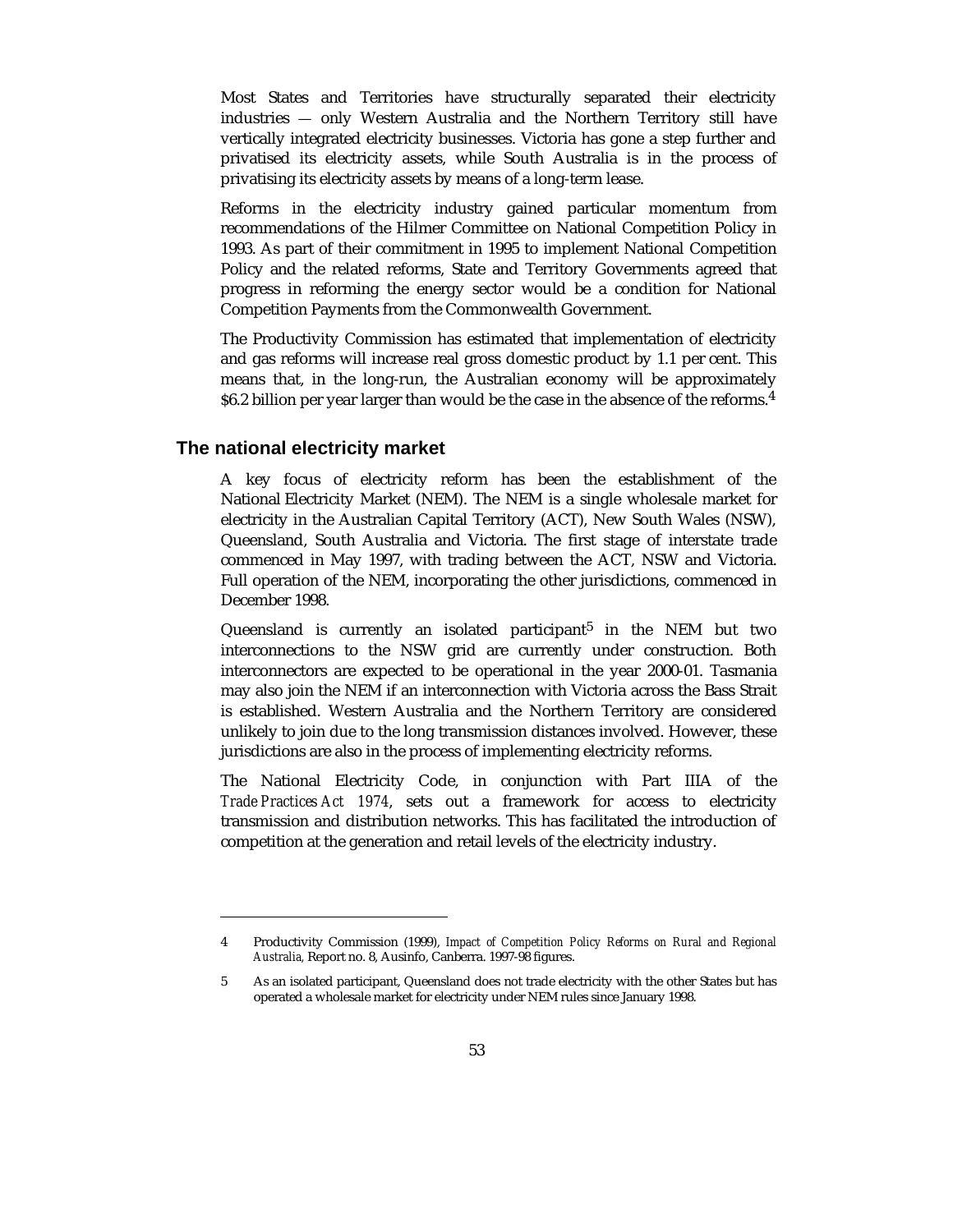Most States and Territories have structurally separated their electricity industries — only Western Australia and the Northern Territory still have vertically integrated electricity businesses. Victoria has gone a step further and privatised its electricity assets, while South Australia is in the process of privatising its electricity assets by means of a long-term lease.

Reforms in the electricity industry gained particular momentum from recommendations of the Hilmer Committee on National Competition Policy in 1993. As part of their commitment in 1995 to implement National Competition Policy and the related reforms, State and Territory Governments agreed that progress in reforming the energy sector would be a condition for National Competition Payments from the Commonwealth Government.

The Productivity Commission has estimated that implementation of electricity and gas reforms will increase real gross domestic product by 1.1 per cent. This means that, in the long-run, the Australian economy will be approximately $6.2 billion per year larger than would be the case in the absence of the reforms.[4]

## The national electricity market

A key focus of electricity reform has been the establishment of the National Electricity Market (NEM). The NEM is a single wholesale market for electricity in the Australian Capital Territory (ACT), New South Wales (NSW), Queensland, South Australia and Victoria. The first stage of interstate trade commenced in May 1997, with trading between the ACT, NSW and Victoria. Full operation of the NEM, incorporating the other jurisdictions, commenced in December 1998.

Queensland is currently an isolated participant[5] in the NEM but two interconnections to the NSW grid are currently under construction. Both interconnectors are expected to be operational in the year 2000-01. Tasmania may also join the NEM if an interconnection with Victoria across the Bass Strait is established. Western Australia and the Northern Territory are considered unlikely to join due to the long transmission distances involved. However, these jurisdictions are also in the process of implementing electricity reforms.

The National Electricity Code, in conjunction with Part IIIA of the *Trade Practices Act 1974*, sets out a framework for access to electricity transmission and distribution networks. This has facilitated the introduction of competition at the generation and retail levels of the electricity industry.

---

4 Productivity Commission (1999), *Impact of Competition Policy Reforms on Rural and Regional Australia*, Report no. 8, Ausinfo, Canberra. 1997-98 figures.

5 As an isolated participant, Queensland does not trade electricity with the other States but has operated a wholesale market for electricity under NEM rules since January 1998.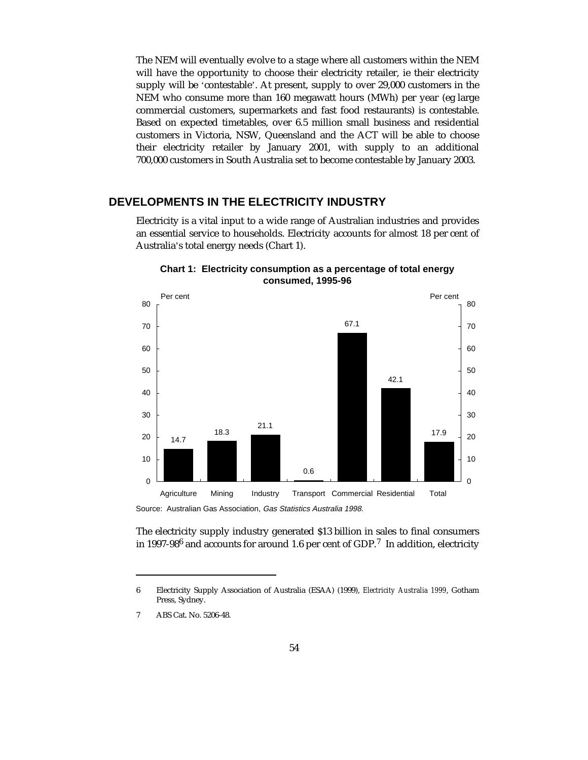The NEM will eventually evolve to a stage where all customers within the NEM will have the opportunity to choose their electricity retailer, ie their electricity supply will be 'contestable'. At present, supply to over 29,000 customers in the NEM who consume more than 160 megawatt hours (MWh) per year (eg large commercial customers, supermarkets and fast food restaurants) is contestable. Based on expected timetables, over 6.5 million small business and residential customers in Victoria, NSW, Queensland and the ACT will be able to choose their electricity retailer by January 2001, with supply to an additional 700,000 customers in South Australia set to become contestable by January 2003.

## DEVELOPMENTS IN THE ELECTRICITY INDUSTRY

Electricity is a vital input to a wide range of Australian industries and provides an essential service to households. Electricity accounts for almost 18 per cent of Australia's total energy needs (Chart 1).

**Chart 1: Electricity consumption as a percentage of total energy consumed, 1995-96**

| Sector | Per cent |
|---|---|
| Agriculture | 14.7 |
| Mining | 18.3 |
| Industry | 21.1 |
| Transport | 0.6 |
| Commercial | 67.1 |
| Residential | 42.1 |
| Total | 17.9 |

Source: Australian Gas Association, *Gas Statistics Australia 1998.*

The electricity supply industry generated $13 billion in sales to final consumers in 1997-98[6] and accounts for around 1.6 per cent of GDP.[7] In addition, electricity

---

6 Electricity Supply Association of Australia (ESAA) (1999), *Electricity Australia 1999*, Gotham Press, Sydney.

7 ABS Cat. No. 5206-48.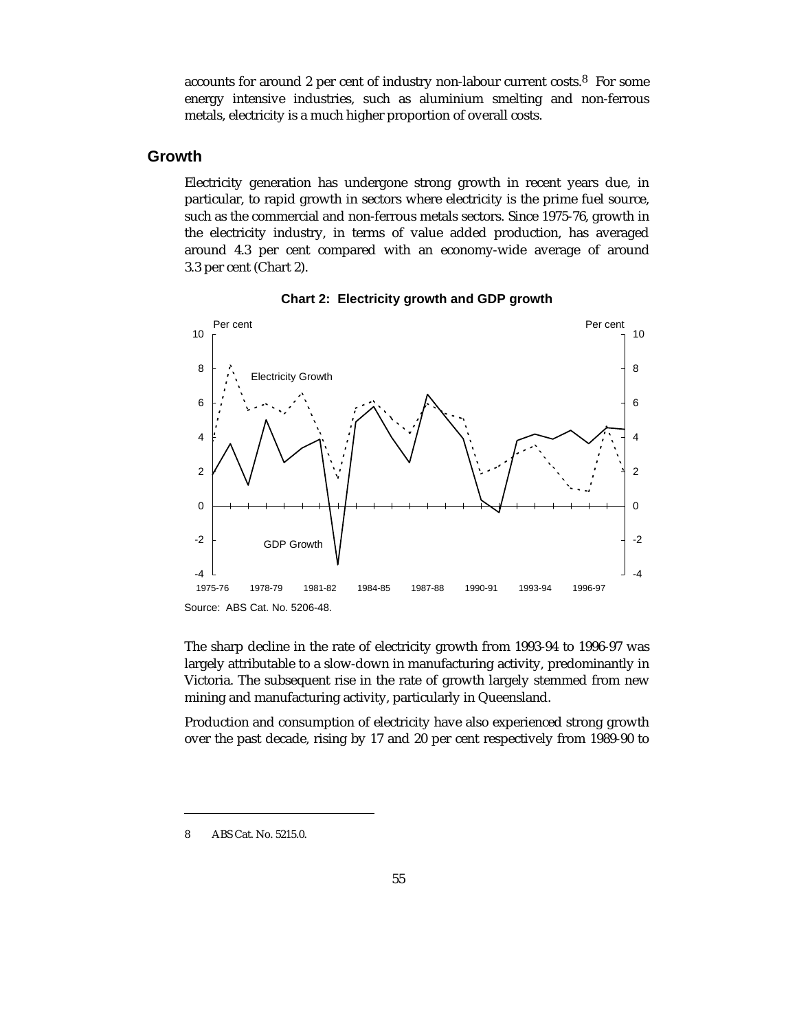accounts for around 2 per cent of industry non-labour current costs.[8] For some energy intensive industries, such as aluminium smelting and non-ferrous metals, electricity is a much higher proportion of overall costs.

## Growth

Electricity generation has undergone strong growth in recent years due, in particular, to rapid growth in sectors where electricity is the prime fuel source, such as the commercial and non-ferrous metals sectors. Since 1975-76, growth in the electricity industry, in terms of value added production, has averaged around 4.3 per cent compared with an economy-wide average of around 3.3 per cent (Chart 2).

**Chart 2: Electricity growth and GDP growth**

Source: ABS Cat. No. 5206-48.

The sharp decline in the rate of electricity growth from 1993-94 to 1996-97 was largely attributable to a slow-down in manufacturing activity, predominantly in Victoria. The subsequent rise in the rate of growth largely stemmed from new mining and manufacturing activity, particularly in Queensland.

Production and consumption of electricity have also experienced strong growth over the past decade, rising by 17 and 20 per cent respectively from 1989-90 to

---

8 ABS Cat. No. 5215.0.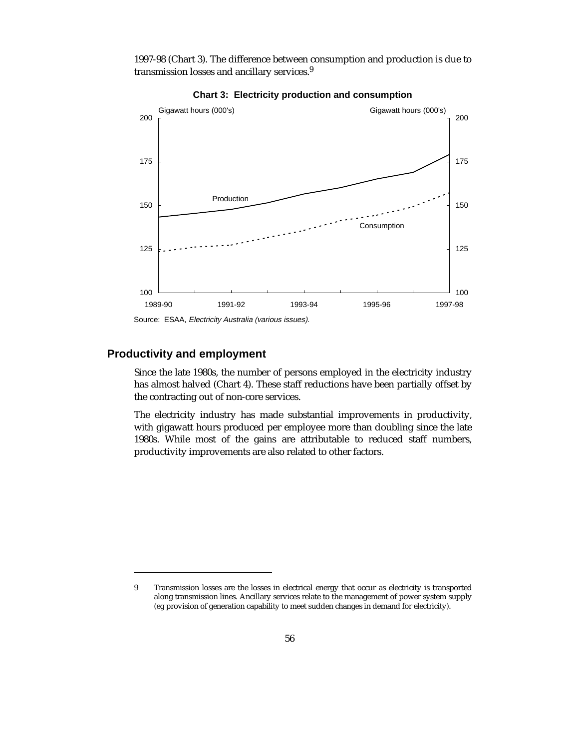1997-98 (Chart 3). The difference between consumption and production is due to transmission losses and ancillary services.[9]

**Chart 3: Electricity production and consumption**

Source: ESAA, *Electricity Australia (various issues).*

## Productivity and employment

Since the late 1980s, the number of persons employed in the electricity industry has almost halved (Chart 4). These staff reductions have been partially offset by the contracting out of non-core services.

The electricity industry has made substantial improvements in productivity, with gigawatt hours produced per employee more than doubling since the late 1980s. While most of the gains are attributable to reduced staff numbers, productivity improvements are also related to other factors.

---

9 Transmission losses are the losses in electrical energy that occur as electricity is transported along transmission lines. Ancillary services relate to the management of power system supply (eg provision of generation capability to meet sudden changes in demand for electricity).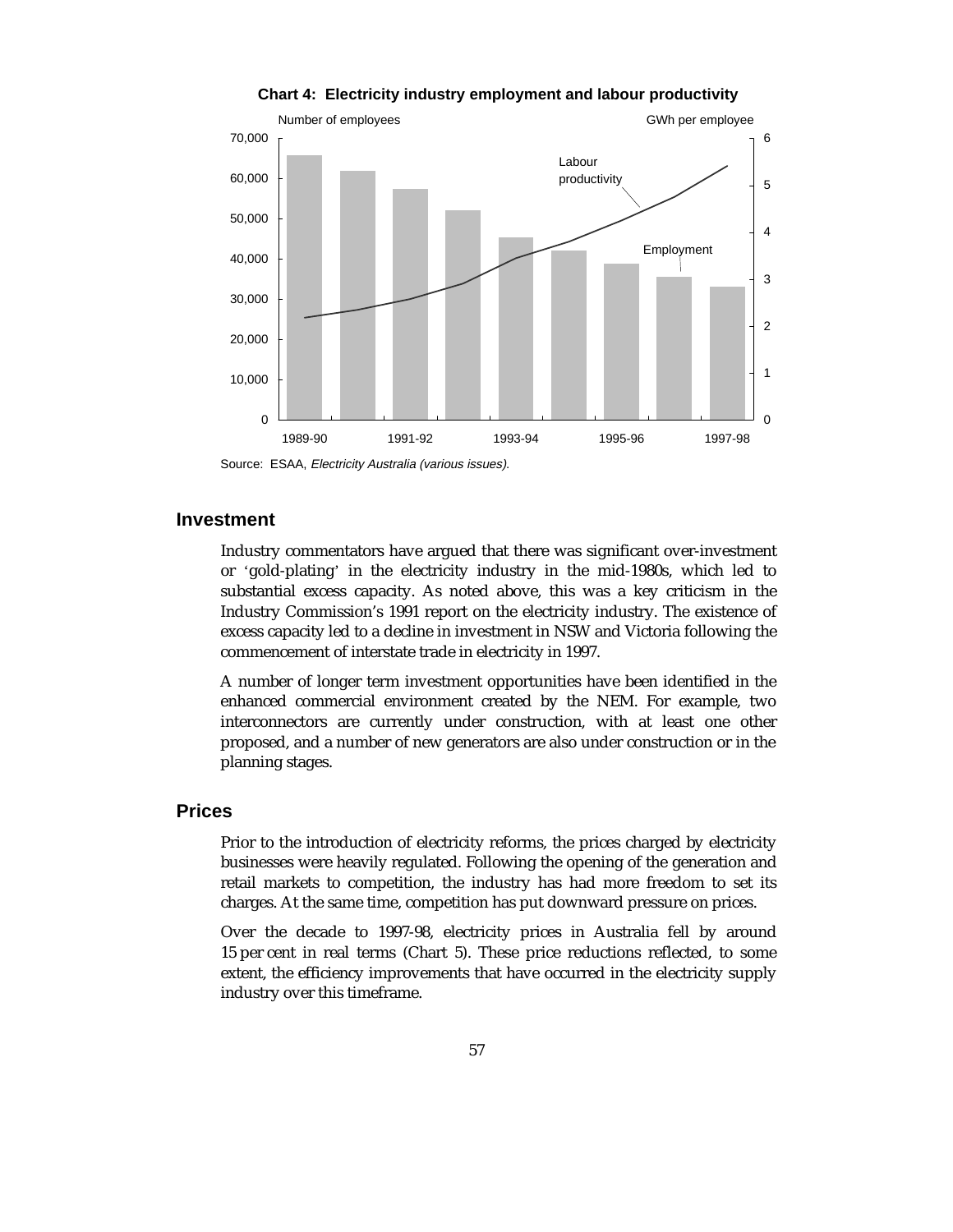**Chart 4: Electricity industry employment and labour productivity**

Source: ESAA, *Electricity Australia (various issues).*

## Investment

Industry commentators have argued that there was significant over-investment or 'gold-plating' in the electricity industry in the mid-1980s, which led to substantial excess capacity. As noted above, this was a key criticism in the Industry Commission's 1991 report on the electricity industry. The existence of excess capacity led to a decline in investment in NSW and Victoria following the commencement of interstate trade in electricity in 1997.

A number of longer term investment opportunities have been identified in the enhanced commercial environment created by the NEM. For example, two interconnectors are currently under construction, with at least one other proposed, and a number of new generators are also under construction or in the planning stages.

## Prices

Prior to the introduction of electricity reforms, the prices charged by electricity businesses were heavily regulated. Following the opening of the generation and retail markets to competition, the industry has had more freedom to set its charges. At the same time, competition has put downward pressure on prices.

Over the decade to 1997-98, electricity prices in Australia fell by around 15 per cent in real terms (Chart 5). These price reductions reflected, to some extent, the efficiency improvements that have occurred in the electricity supply industry over this timeframe.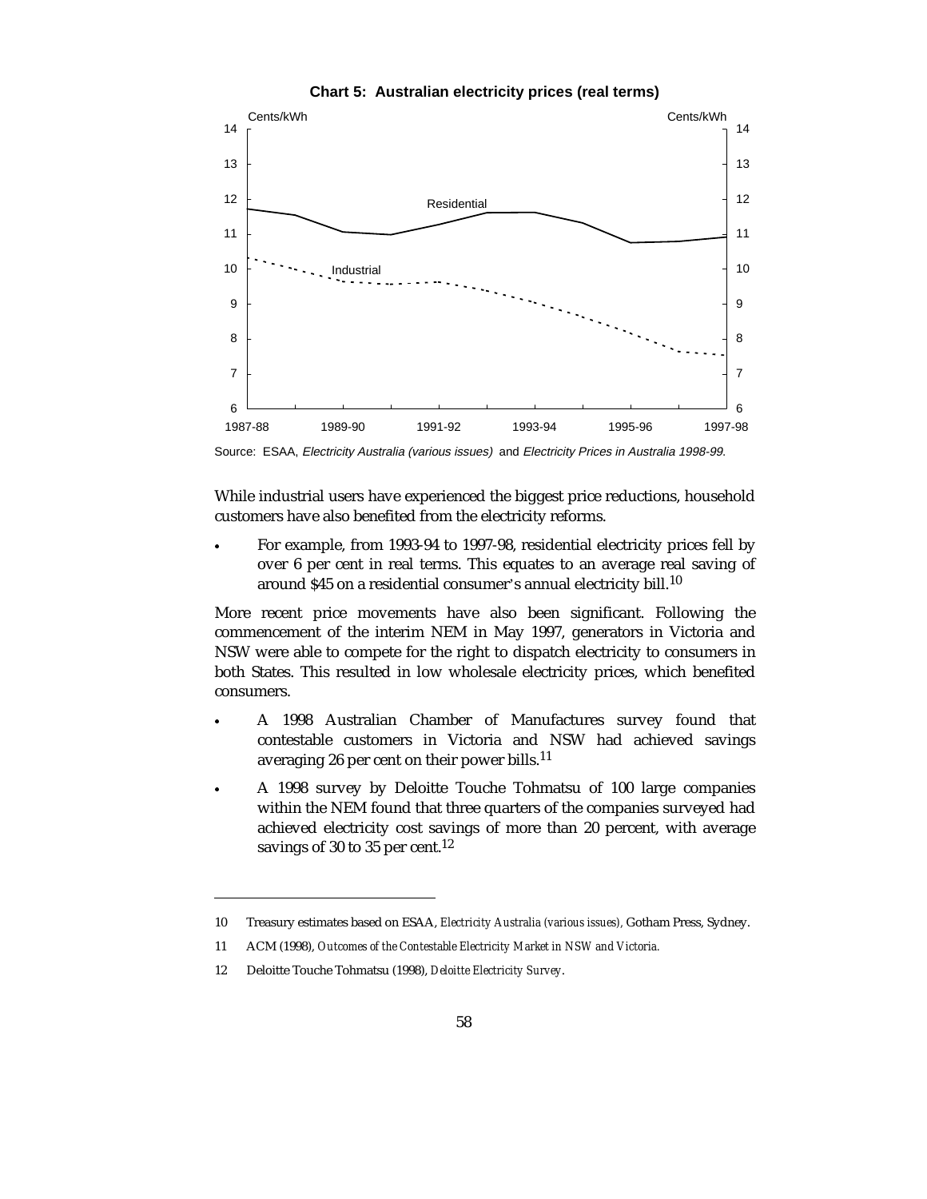**Chart 5: Australian electricity prices (real terms)**

Source: ESAA, *Electricity Australia (various issues)* and *Electricity Prices in Australia 1998-99*.

While industrial users have experienced the biggest price reductions, household customers have also benefited from the electricity reforms.

- For example, from 1993-94 to 1997-98, residential electricity prices fell by over 6 per cent in real terms. This equates to an average real saving of around $45 on a residential consumer's annual electricity bill.[10]

More recent price movements have also been significant. Following the commencement of the interim NEM in May 1997, generators in Victoria and NSW were able to compete for the right to dispatch electricity to consumers in both States. This resulted in low wholesale electricity prices, which benefited consumers.

- A 1998 Australian Chamber of Manufactures survey found that contestable customers in Victoria and NSW had achieved savings averaging 26 per cent on their power bills.[11]
- A 1998 survey by Deloitte Touche Tohmatsu of 100 large companies within the NEM found that three quarters of the companies surveyed had achieved electricity cost savings of more than 20 percent, with average savings of 30 to 35 per cent.[12]

---

10 Treasury estimates based on ESAA, *Electricity Australia (various issues)*, Gotham Press, Sydney.

11 ACM (1998), *Outcomes of the Contestable Electricity Market in NSW and Victoria*.

12 Deloitte Touche Tohmatsu (1998), *Deloitte Electricity Survey*.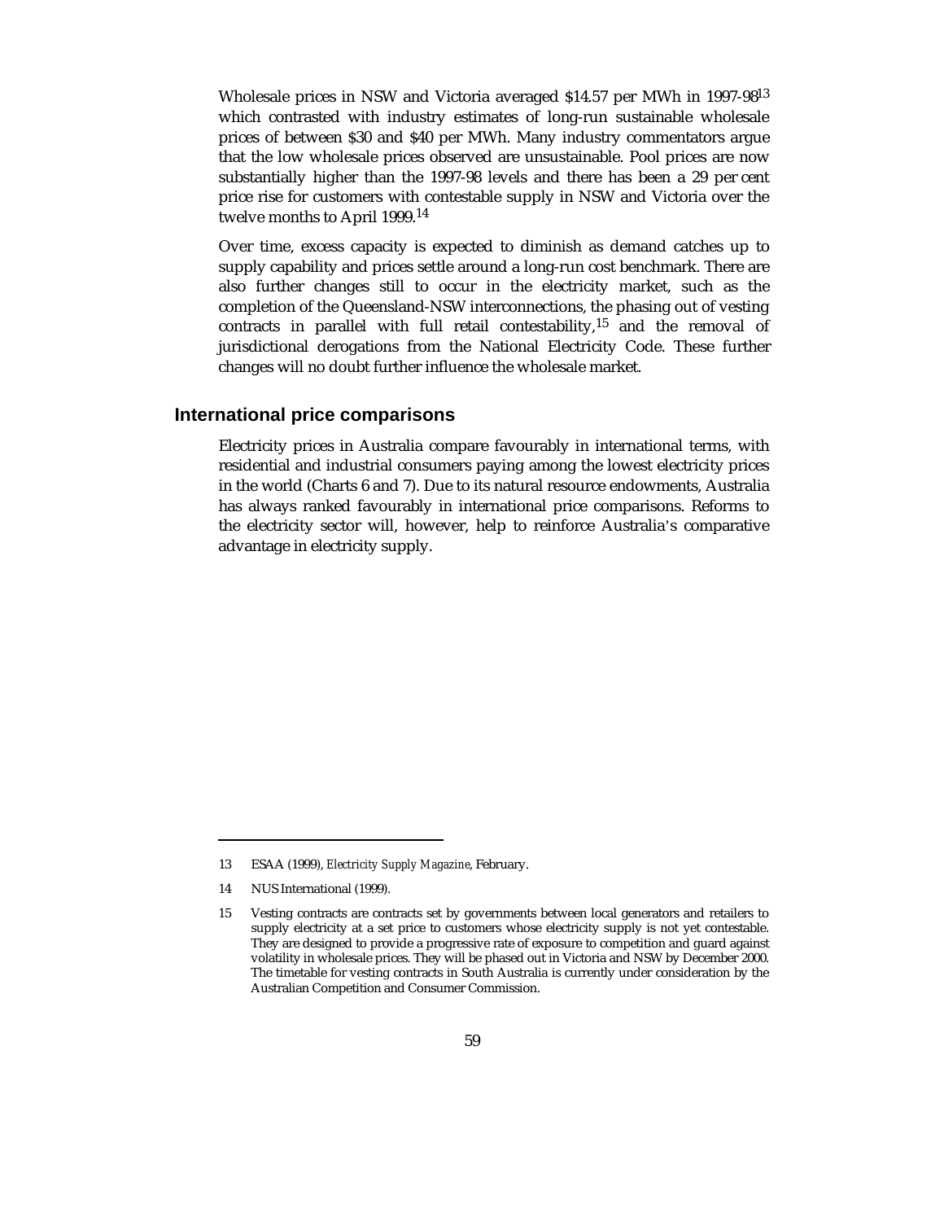Wholesale prices in NSW and Victoria averaged $14.57 per MWh in 1997-98[13] which contrasted with industry estimates of long-run sustainable wholesale prices of between $30 and $40 per MWh. Many industry commentators argue that the low wholesale prices observed are unsustainable. Pool prices are now substantially higher than the 1997-98 levels and there has been a 29 per cent price rise for customers with contestable supply in NSW and Victoria over the twelve months to April 1999.[14]

Over time, excess capacity is expected to diminish as demand catches up to supply capability and prices settle around a long-run cost benchmark. There are also further changes still to occur in the electricity market, such as the completion of the Queensland-NSW interconnections, the phasing out of vesting contracts in parallel with full retail contestability,[15] and the removal of jurisdictional derogations from the National Electricity Code. These further changes will no doubt further influence the wholesale market.

## International price comparisons

Electricity prices in Australia compare favourably in international terms, with residential and industrial consumers paying among the lowest electricity prices in the world (Charts 6 and 7). Due to its natural resource endowments, Australia has always ranked favourably in international price comparisons. Reforms to the electricity sector will, however, help to reinforce Australia's comparative advantage in electricity supply.

---

13 ESAA (1999), *Electricity Supply Magazine*, February.

14 NUS International (1999).

15 Vesting contracts are contracts set by governments between local generators and retailers to supply electricity at a set price to customers whose electricity supply is not yet contestable. They are designed to provide a progressive rate of exposure to competition and guard against volatility in wholesale prices. They will be phased out in Victoria and NSW by December 2000. The timetable for vesting contracts in South Australia is currently under consideration by the Australian Competition and Consumer Commission.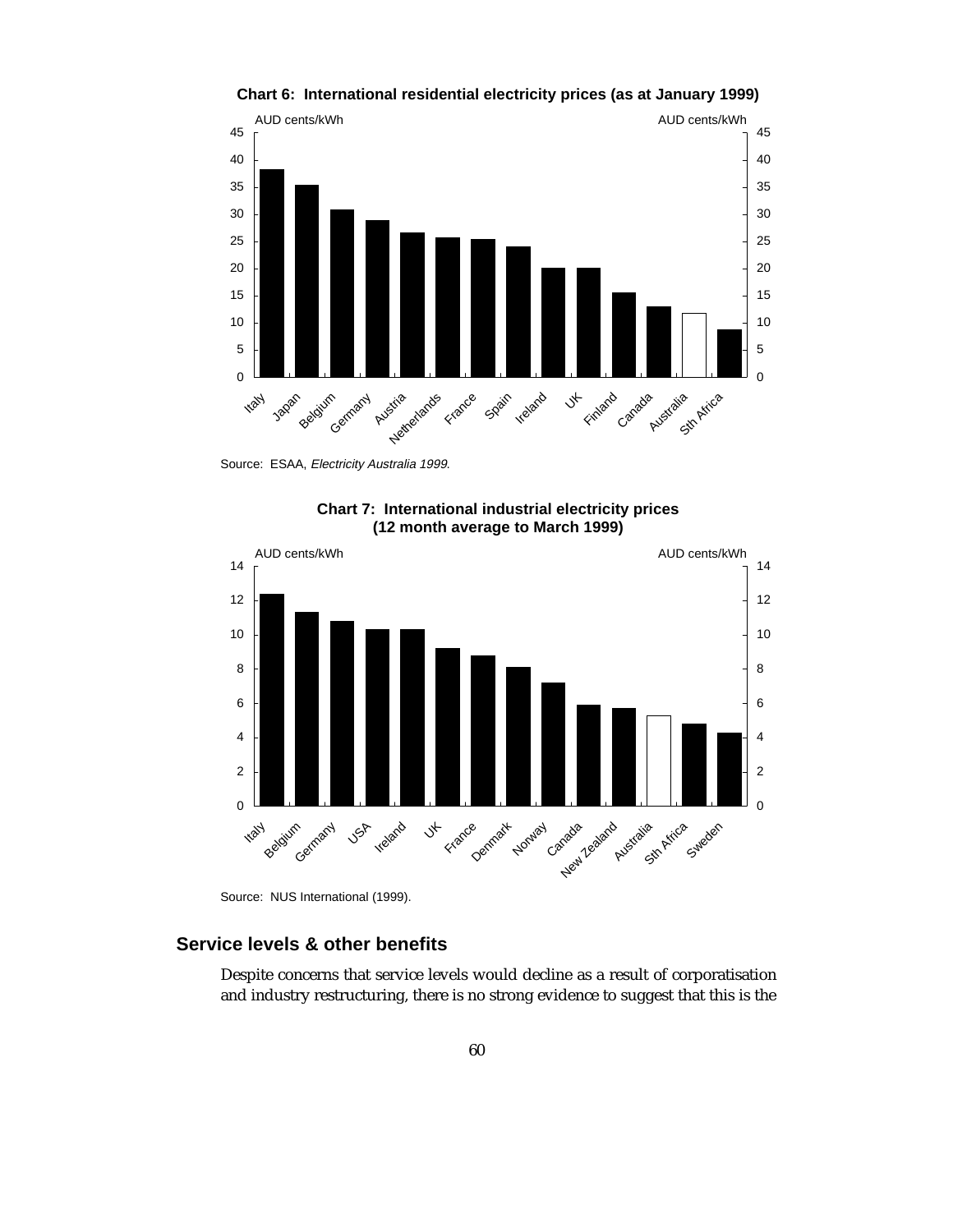**Chart 6: International residential electricity prices (as at January 1999)**

Source: ESAA, *Electricity Australia 1999.*

**Chart 7: International industrial electricity prices (12 month average to March 1999)**

Source: NUS International (1999).

## Service levels & other benefits

Despite concerns that service levels would decline as a result of corporatisation and industry restructuring, there is no strong evidence to suggest that this is the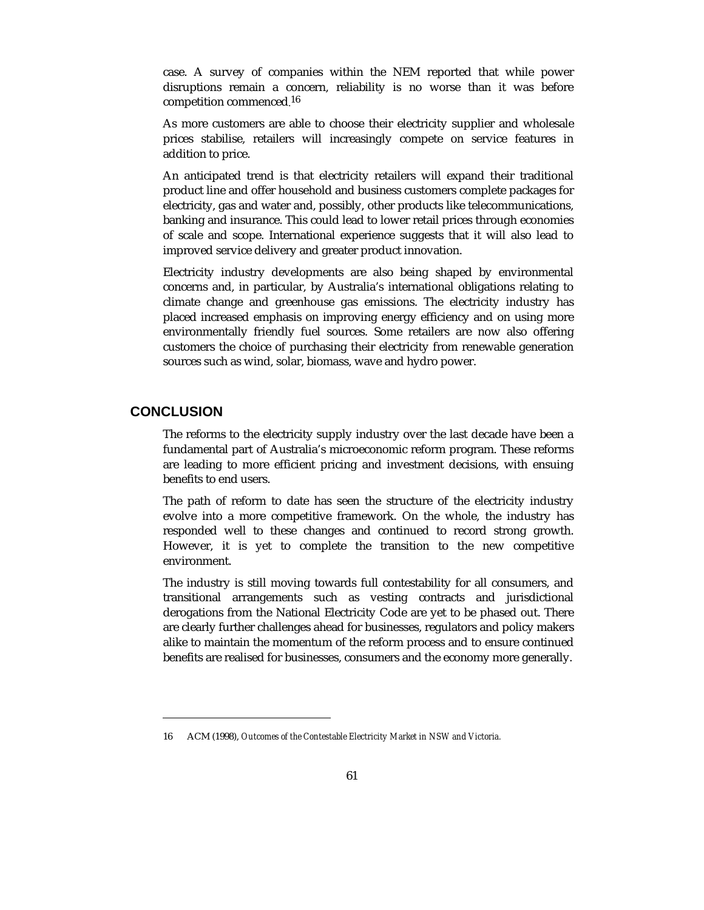case. A survey of companies within the NEM reported that while power disruptions remain a concern, reliability is no worse than it was before competition commenced.[16]

As more customers are able to choose their electricity supplier and wholesale prices stabilise, retailers will increasingly compete on service features in addition to price.

An anticipated trend is that electricity retailers will expand their traditional product line and offer household and business customers complete packages for electricity, gas and water and, possibly, other products like telecommunications, banking and insurance. This could lead to lower retail prices through economies of scale and scope. International experience suggests that it will also lead to improved service delivery and greater product innovation.

Electricity industry developments are also being shaped by environmental concerns and, in particular, by Australia's international obligations relating to climate change and greenhouse gas emissions. The electricity industry has placed increased emphasis on improving energy efficiency and on using more environmentally friendly fuel sources. Some retailers are now also offering customers the choice of purchasing their electricity from renewable generation sources such as wind, solar, biomass, wave and hydro power.

## CONCLUSION

The reforms to the electricity supply industry over the last decade have been a fundamental part of Australia's microeconomic reform program. These reforms are leading to more efficient pricing and investment decisions, with ensuing benefits to end users.

The path of reform to date has seen the structure of the electricity industry evolve into a more competitive framework. On the whole, the industry has responded well to these changes and continued to record strong growth. However, it is yet to complete the transition to the new competitive environment.

The industry is still moving towards full contestability for all consumers, and transitional arrangements such as vesting contracts and jurisdictional derogations from the National Electricity Code are yet to be phased out. There are clearly further challenges ahead for businesses, regulators and policy makers alike to maintain the momentum of the reform process and to ensure continued benefits are realised for businesses, consumers and the economy more generally.

---

16 ACM (1998), *Outcomes of the Contestable Electricity Market in NSW and Victoria.*